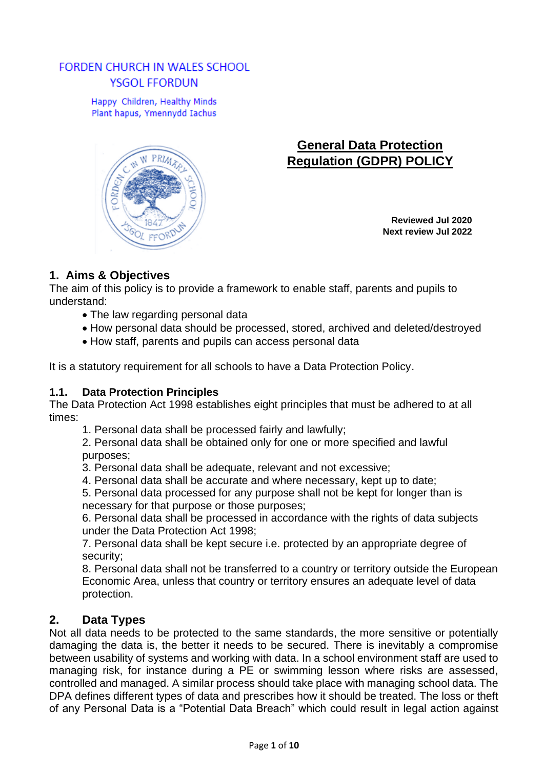FORDEN CHURCH IN WALES SCHOOL
YSGOL FFORDUN

Happy Children, Healthy Minds
Plant hapus, Ymennydd Iachus

# General Data Protection Regulation (GDPR) POLICY

**Reviewed Jul 2020**
**Next review Jul 2022**

## 1. Aims & Objectives

The aim of this policy is to provide a framework to enable staff, parents and pupils to understand:

- The law regarding personal data
- How personal data should be processed, stored, archived and deleted/destroyed
- How staff, parents and pupils can access personal data

It is a statutory requirement for all schools to have a Data Protection Policy.

### 1.1. Data Protection Principles

The Data Protection Act 1998 establishes eight principles that must be adhered to at all times:

1. Personal data shall be processed fairly and lawfully;
2. Personal data shall be obtained only for one or more specified and lawful purposes;
3. Personal data shall be adequate, relevant and not excessive;
4. Personal data shall be accurate and where necessary, kept up to date;
5. Personal data processed for any purpose shall not be kept for longer than is necessary for that purpose or those purposes;
6. Personal data shall be processed in accordance with the rights of data subjects under the Data Protection Act 1998;
7. Personal data shall be kept secure i.e. protected by an appropriate degree of security;
8. Personal data shall not be transferred to a country or territory outside the European Economic Area, unless that country or territory ensures an adequate level of data protection.

## 2. Data Types

Not all data needs to be protected to the same standards, the more sensitive or potentially damaging the data is, the better it needs to be secured. There is inevitably a compromise between usability of systems and working with data. In a school environment staff are used to managing risk, for instance during a PE or swimming lesson where risks are assessed, controlled and managed. A similar process should take place with managing school data. The DPA defines different types of data and prescribes how it should be treated. The loss or theft of any Personal Data is a "Potential Data Breach" which could result in legal action against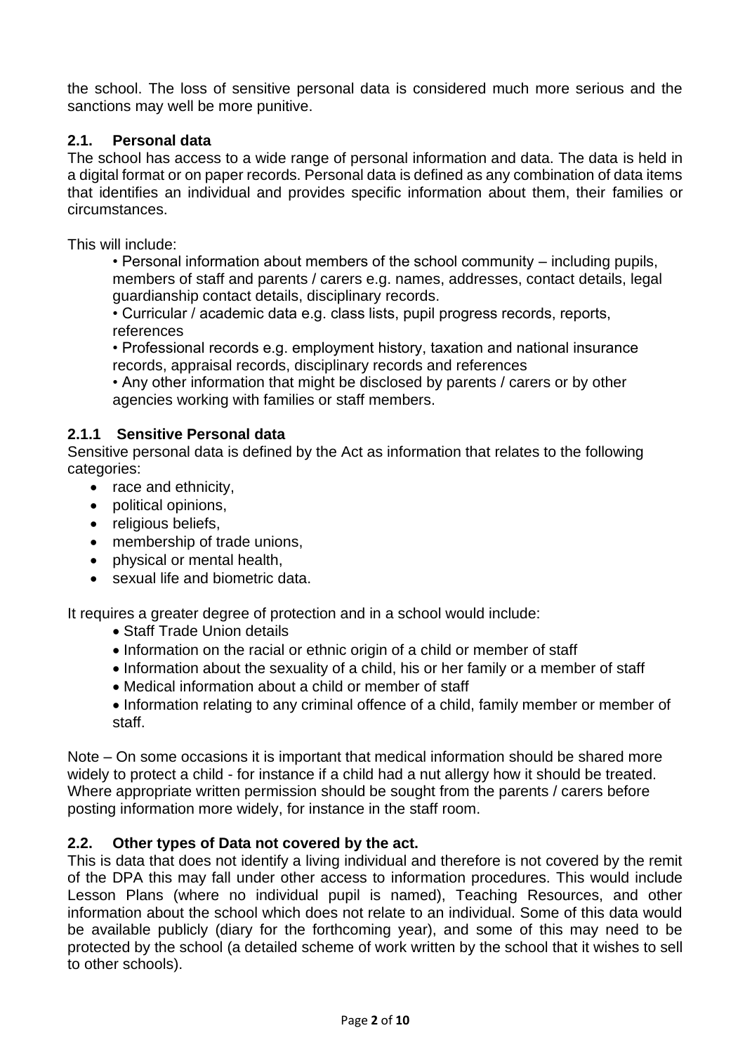the school. The loss of sensitive personal data is considered much more serious and the sanctions may well be more punitive.

### 2.1. Personal data

The school has access to a wide range of personal information and data. The data is held in a digital format or on paper records. Personal data is defined as any combination of data items that identifies an individual and provides specific information about them, their families or circumstances.

This will include:

- Personal information about members of the school community – including pupils, members of staff and parents / carers e.g. names, addresses, contact details, legal guardianship contact details, disciplinary records.
- Curricular / academic data e.g. class lists, pupil progress records, reports, references
- Professional records e.g. employment history, taxation and national insurance records, appraisal records, disciplinary records and references
- Any other information that might be disclosed by parents / carers or by other agencies working with families or staff members.

#### 2.1.1 Sensitive Personal data

Sensitive personal data is defined by the Act as information that relates to the following categories:

- race and ethnicity,
- political opinions,
- religious beliefs,
- membership of trade unions,
- physical or mental health,
- sexual life and biometric data.

It requires a greater degree of protection and in a school would include:

- Staff Trade Union details
- Information on the racial or ethnic origin of a child or member of staff
- Information about the sexuality of a child, his or her family or a member of staff
- Medical information about a child or member of staff
- Information relating to any criminal offence of a child, family member or member of staff.

Note – On some occasions it is important that medical information should be shared more widely to protect a child - for instance if a child had a nut allergy how it should be treated. Where appropriate written permission should be sought from the parents / carers before posting information more widely, for instance in the staff room.

### 2.2. Other types of Data not covered by the act.

This is data that does not identify a living individual and therefore is not covered by the remit of the DPA this may fall under other access to information procedures. This would include Lesson Plans (where no individual pupil is named), Teaching Resources, and other information about the school which does not relate to an individual. Some of this data would be available publicly (diary for the forthcoming year), and some of this may need to be protected by the school (a detailed scheme of work written by the school that it wishes to sell to other schools).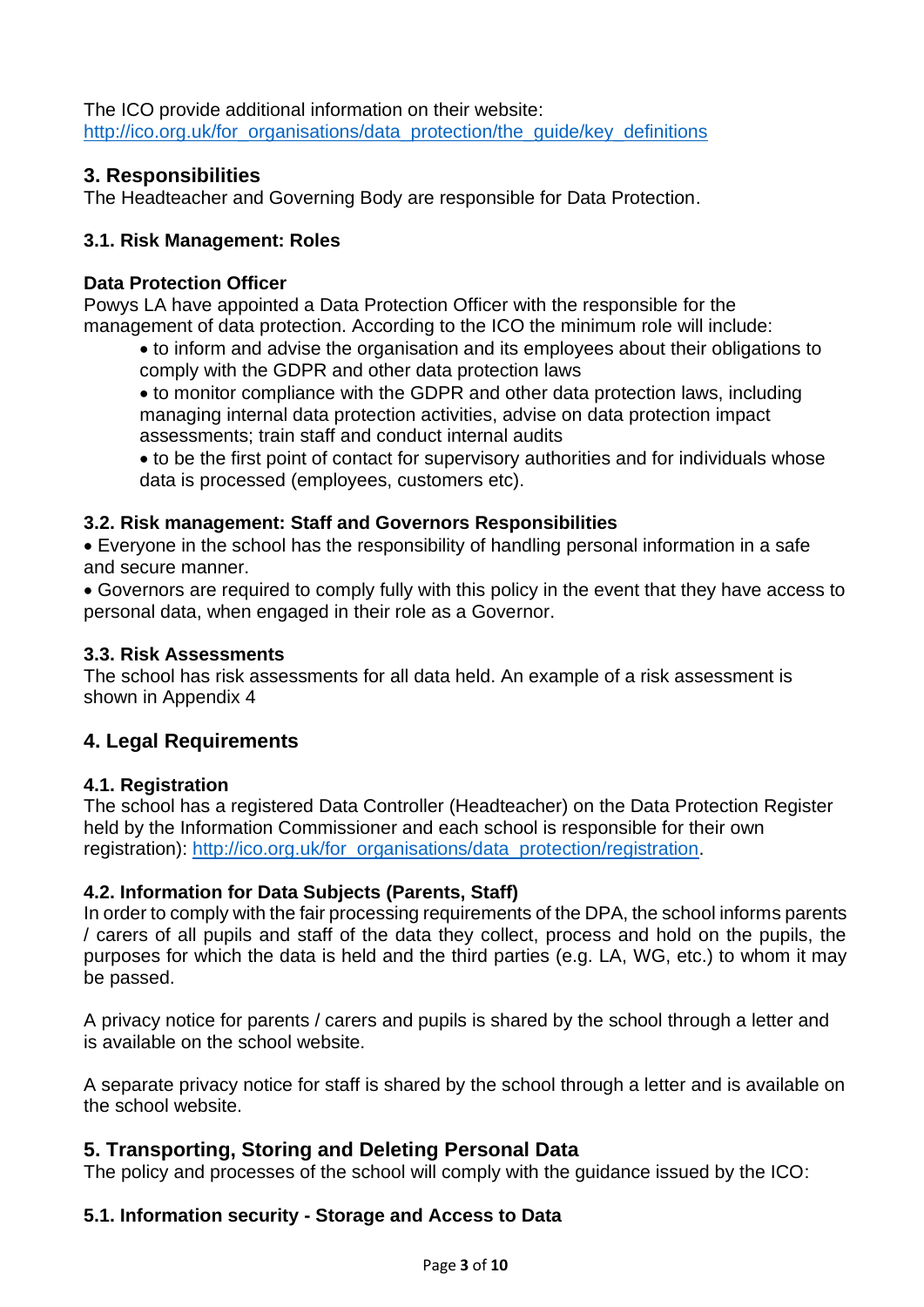The ICO provide additional information on their website:
[http://ico.org.uk/for_organisations/data_protection/the_guide/key_definitions](http://ico.org.uk/for_organisations/data_protection/the_guide/key_definitions)

## 3. Responsibilities

The Headteacher and Governing Body are responsible for Data Protection.

### 3.1. Risk Management: Roles

**Data Protection Officer**

Powys LA have appointed a Data Protection Officer with the responsible for the management of data protection. According to the ICO the minimum role will include:

- to inform and advise the organisation and its employees about their obligations to comply with the GDPR and other data protection laws
- to monitor compliance with the GDPR and other data protection laws, including managing internal data protection activities, advise on data protection impact assessments; train staff and conduct internal audits
- to be the first point of contact for supervisory authorities and for individuals whose data is processed (employees, customers etc).

### 3.2. Risk management: Staff and Governors Responsibilities

- Everyone in the school has the responsibility of handling personal information in a safe and secure manner.
- Governors are required to comply fully with this policy in the event that they have access to personal data, when engaged in their role as a Governor.

### 3.3. Risk Assessments

The school has risk assessments for all data held. An example of a risk assessment is shown in Appendix 4

## 4. Legal Requirements

### 4.1. Registration

The school has a registered Data Controller (Headteacher) on the Data Protection Register held by the Information Commissioner and each school is responsible for their own registration): [http://ico.org.uk/for_organisations/data_protection/registration](http://ico.org.uk/for_organisations/data_protection/registration).

### 4.2. Information for Data Subjects (Parents, Staff)

In order to comply with the fair processing requirements of the DPA, the school informs parents / carers of all pupils and staff of the data they collect, process and hold on the pupils, the purposes for which the data is held and the third parties (e.g. LA, WG, etc.) to whom it may be passed.

A privacy notice for parents / carers and pupils is shared by the school through a letter and is available on the school website.

A separate privacy notice for staff is shared by the school through a letter and is available on the school website.

## 5. Transporting, Storing and Deleting Personal Data

The policy and processes of the school will comply with the guidance issued by the ICO:

### 5.1. Information security - Storage and Access to Data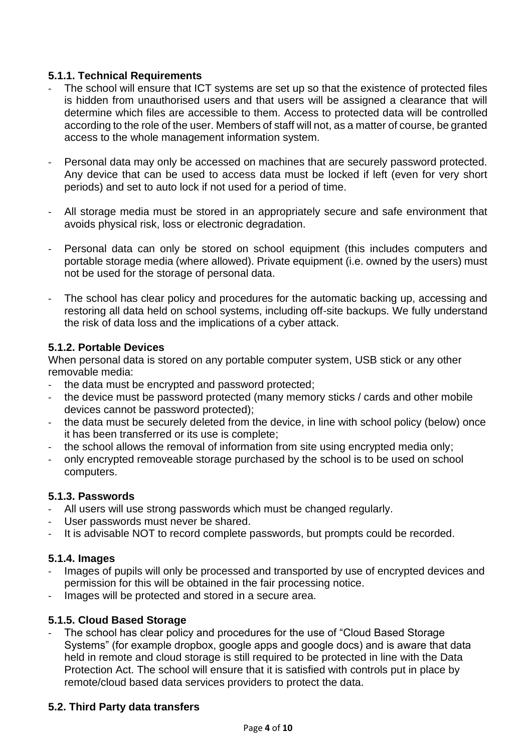#### 5.1.1. Technical Requirements

- The school will ensure that ICT systems are set up so that the existence of protected files is hidden from unauthorised users and that users will be assigned a clearance that will determine which files are accessible to them. Access to protected data will be controlled according to the role of the user. Members of staff will not, as a matter of course, be granted access to the whole management information system.

- Personal data may only be accessed on machines that are securely password protected. Any device that can be used to access data must be locked if left (even for very short periods) and set to auto lock if not used for a period of time.

- All storage media must be stored in an appropriately secure and safe environment that avoids physical risk, loss or electronic degradation.

- Personal data can only be stored on school equipment (this includes computers and portable storage media (where allowed). Private equipment (i.e. owned by the users) must not be used for the storage of personal data.

- The school has clear policy and procedures for the automatic backing up, accessing and restoring all data held on school systems, including off-site backups. We fully understand the risk of data loss and the implications of a cyber attack.

#### 5.1.2. Portable Devices

When personal data is stored on any portable computer system, USB stick or any other removable media:

- the data must be encrypted and password protected;
- the device must be password protected (many memory sticks / cards and other mobile devices cannot be password protected);
- the data must be securely deleted from the device, in line with school policy (below) once it has been transferred or its use is complete;
- the school allows the removal of information from site using encrypted media only;
- only encrypted removeable storage purchased by the school is to be used on school computers.

#### 5.1.3. Passwords

- All users will use strong passwords which must be changed regularly.
- User passwords must never be shared.
- It is advisable NOT to record complete passwords, but prompts could be recorded.

#### 5.1.4. Images

- Images of pupils will only be processed and transported by use of encrypted devices and permission for this will be obtained in the fair processing notice.
- Images will be protected and stored in a secure area.

#### 5.1.5. Cloud Based Storage

- The school has clear policy and procedures for the use of "Cloud Based Storage Systems" (for example dropbox, google apps and google docs) and is aware that data held in remote and cloud storage is still required to be protected in line with the Data Protection Act. The school will ensure that it is satisfied with controls put in place by remote/cloud based data services providers to protect the data.

### 5.2. Third Party data transfers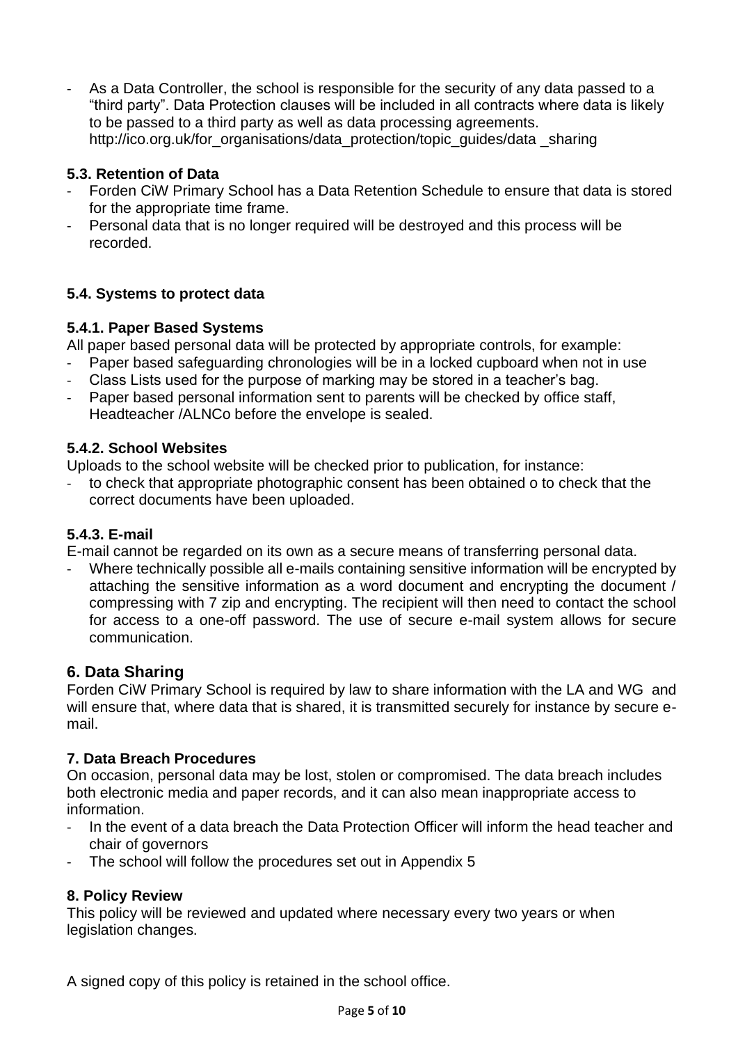- As a Data Controller, the school is responsible for the security of any data passed to a "third party". Data Protection clauses will be included in all contracts where data is likely to be passed to a third party as well as data processing agreements. http://ico.org.uk/for_organisations/data_protection/topic_guides/data _sharing

### 5.3. Retention of Data

- Forden CiW Primary School has a Data Retention Schedule to ensure that data is stored for the appropriate time frame.
- Personal data that is no longer required will be destroyed and this process will be recorded.

### 5.4. Systems to protect data

#### 5.4.1. Paper Based Systems

All paper based personal data will be protected by appropriate controls, for example:

- Paper based safeguarding chronologies will be in a locked cupboard when not in use
- Class Lists used for the purpose of marking may be stored in a teacher's bag.
- Paper based personal information sent to parents will be checked by office staff, Headteacher /ALNCo before the envelope is sealed.

#### 5.4.2. School Websites

Uploads to the school website will be checked prior to publication, for instance:

- to check that appropriate photographic consent has been obtained o to check that the correct documents have been uploaded.

#### 5.4.3. E-mail

E-mail cannot be regarded on its own as a secure means of transferring personal data.

- Where technically possible all e-mails containing sensitive information will be encrypted by attaching the sensitive information as a word document and encrypting the document / compressing with 7 zip and encrypting. The recipient will then need to contact the school for access to a one-off password. The use of secure e-mail system allows for secure communication.

## 6. Data Sharing

Forden CiW Primary School is required by law to share information with the LA and WG and will ensure that, where data that is shared, it is transmitted securely for instance by secure e-mail.

### 7. Data Breach Procedures

On occasion, personal data may be lost, stolen or compromised. The data breach includes both electronic media and paper records, and it can also mean inappropriate access to information.

- In the event of a data breach the Data Protection Officer will inform the head teacher and chair of governors
- The school will follow the procedures set out in Appendix 5

### 8. Policy Review

This policy will be reviewed and updated where necessary every two years or when legislation changes.

A signed copy of this policy is retained in the school office.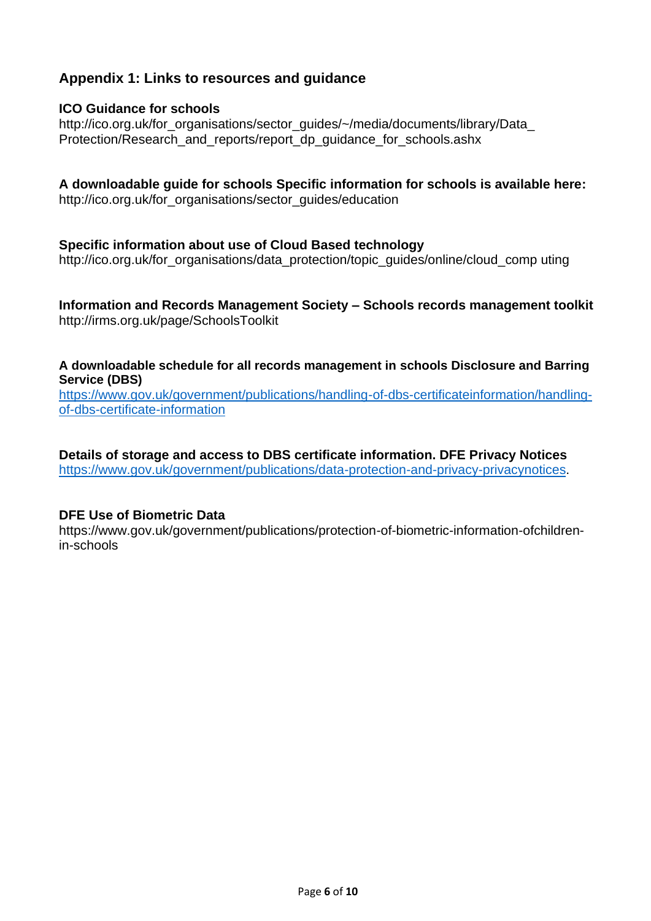## Appendix 1: Links to resources and guidance

**ICO Guidance for schools**
http://ico.org.uk/for_organisations/sector_guides/~/media/documents/library/Data_Protection/Research_and_reports/report_dp_guidance_for_schools.ashx

**A downloadable guide for schools Specific information for schools is available here:**
http://ico.org.uk/for_organisations/sector_guides/education

**Specific information about use of Cloud Based technology**
http://ico.org.uk/for_organisations/data_protection/topic_guides/online/cloud_comp uting

**Information and Records Management Society – Schools records management toolkit**
http://irms.org.uk/page/SchoolsToolkit

**A downloadable schedule for all records management in schools Disclosure and Barring Service (DBS)**
https://www.gov.uk/government/publications/handling-of-dbs-certificateinformation/handling-of-dbs-certificate-information

**Details of storage and access to DBS certificate information. DFE Privacy Notices**
https://www.gov.uk/government/publications/data-protection-and-privacy-privacynotices.

**DFE Use of Biometric Data**
https://www.gov.uk/government/publications/protection-of-biometric-information-ofchildren-in-schools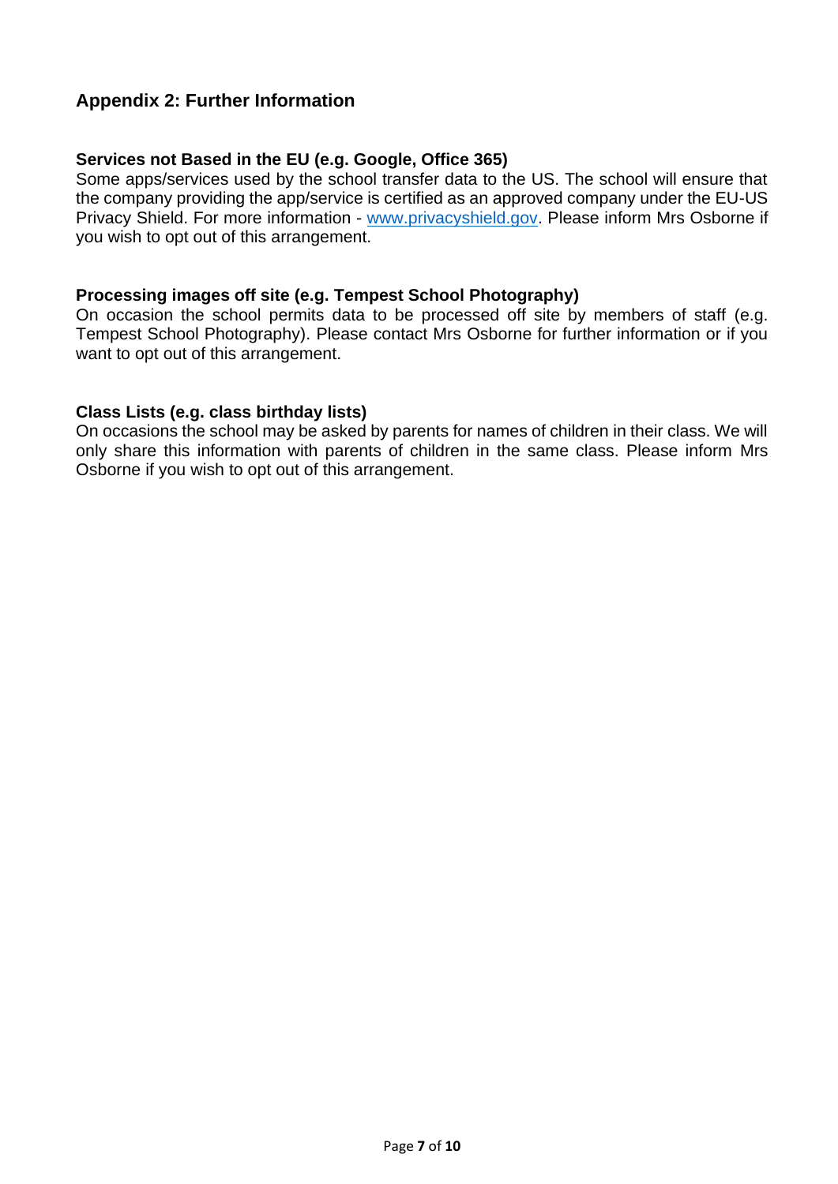## Appendix 2: Further Information

### Services not Based in the EU (e.g. Google, Office 365)

Some apps/services used by the school transfer data to the US. The school will ensure that the company providing the app/service is certified as an approved company under the EU-US Privacy Shield. For more information - [www.privacyshield.gov](http://www.privacyshield.gov). Please inform Mrs Osborne if you wish to opt out of this arrangement.

### Processing images off site (e.g. Tempest School Photography)

On occasion the school permits data to be processed off site by members of staff (e.g. Tempest School Photography). Please contact Mrs Osborne for further information or if you want to opt out of this arrangement.

### Class Lists (e.g. class birthday lists)

On occasions the school may be asked by parents for names of children in their class. We will only share this information with parents of children in the same class. Please inform Mrs Osborne if you wish to opt out of this arrangement.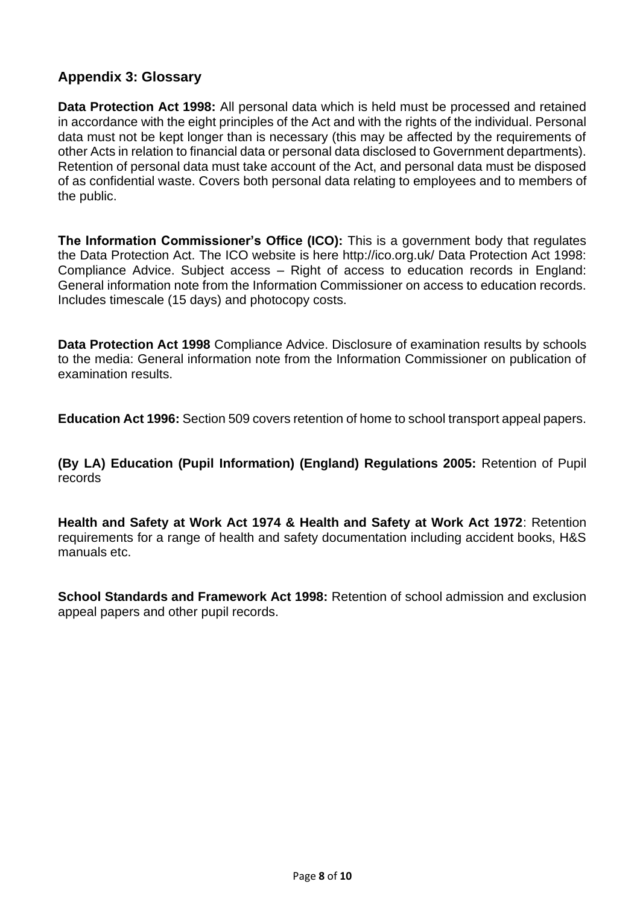## Appendix 3: Glossary

**Data Protection Act 1998:** All personal data which is held must be processed and retained in accordance with the eight principles of the Act and with the rights of the individual. Personal data must not be kept longer than is necessary (this may be affected by the requirements of other Acts in relation to financial data or personal data disclosed to Government departments). Retention of personal data must take account of the Act, and personal data must be disposed of as confidential waste. Covers both personal data relating to employees and to members of the public.

**The Information Commissioner's Office (ICO):** This is a government body that regulates the Data Protection Act. The ICO website is here http://ico.org.uk/ Data Protection Act 1998: Compliance Advice. Subject access – Right of access to education records in England: General information note from the Information Commissioner on access to education records. Includes timescale (15 days) and photocopy costs.

**Data Protection Act 1998** Compliance Advice. Disclosure of examination results by schools to the media: General information note from the Information Commissioner on publication of examination results.

**Education Act 1996:** Section 509 covers retention of home to school transport appeal papers.

**(By LA) Education (Pupil Information) (England) Regulations 2005:** Retention of Pupil records

**Health and Safety at Work Act 1974 & Health and Safety at Work Act 1972**: Retention requirements for a range of health and safety documentation including accident books, H&S manuals etc.

**School Standards and Framework Act 1998:** Retention of school admission and exclusion appeal papers and other pupil records.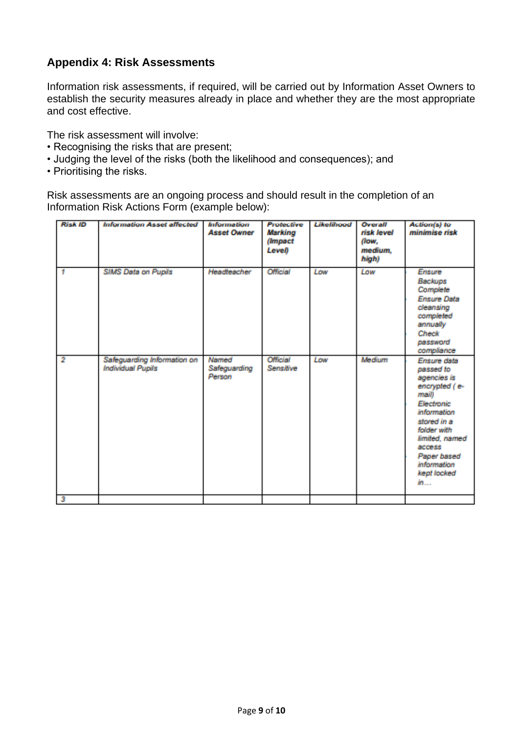## Appendix 4: Risk Assessments

Information risk assessments, if required, will be carried out by Information Asset Owners to establish the security measures already in place and whether they are the most appropriate and cost effective.

The risk assessment will involve:

- Recognising the risks that are present;
- Judging the level of the risks (both the likelihood and consequences); and
- Prioritising the risks.

Risk assessments are an ongoing process and should result in the completion of an Information Risk Actions Form (example below):

| *Risk ID* | *Information Asset affected* | *Information Asset Owner* | *Protective Marking (Impact Level)* | *Likelihood* | *Overall risk level (low, medium, high)* | *Action(s) to minimise risk* |
|---|---|---|---|---|---|---|
| *1* | *SIMS Data on Pupils* | *Headteacher* | *Official* | *Low* | *Low* | *Ensure Backups Complete*<br>*Ensure Data cleansing completed annually*<br>*Check password compliance* |
| *2* | *Safeguarding Information on Individual Pupils* | *Named Safeguarding Person* | *Official Sensitive* | *Low* | *Medium* | *Ensure data passed to agencies is encrypted ( e-mail)*<br>*Electronic information stored in a folder with limited, named access*<br>*Paper based information kept locked in…* |
| *3* | | | | | | |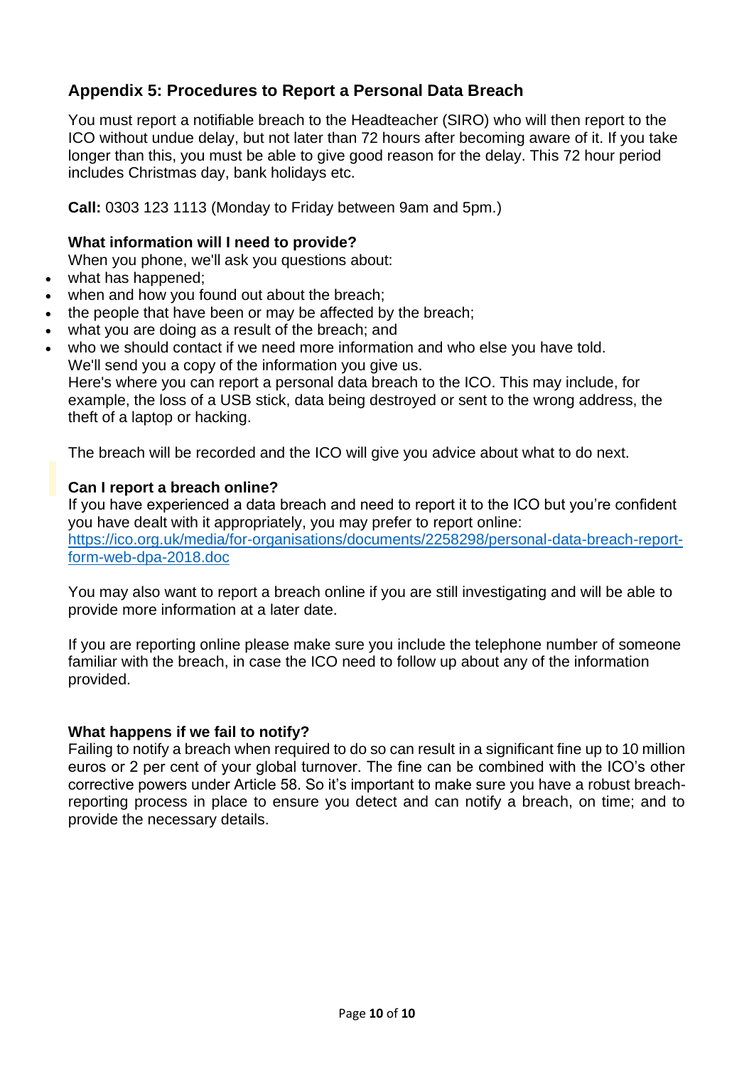## Appendix 5: Procedures to Report a Personal Data Breach

You must report a notifiable breach to the Headteacher (SIRO) who will then report to the ICO without undue delay, but not later than 72 hours after becoming aware of it. If you take longer than this, you must be able to give good reason for the delay. This 72 hour period includes Christmas day, bank holidays etc.

**Call:** 0303 123 1113 (Monday to Friday between 9am and 5pm.)

**What information will I need to provide?**

When you phone, we'll ask you questions about:

- what has happened;
- when and how you found out about the breach;
- the people that have been or may be affected by the breach;
- what you are doing as a result of the breach; and
- who we should contact if we need more information and who else you have told.

We'll send you a copy of the information you give us.

Here's where you can report a personal data breach to the ICO. This may include, for example, the loss of a USB stick, data being destroyed or sent to the wrong address, the theft of a laptop or hacking.

The breach will be recorded and the ICO will give you advice about what to do next.

**Can I report a breach online?**

If you have experienced a data breach and need to report it to the ICO but you're confident you have dealt with it appropriately, you may prefer to report online: https://ico.org.uk/media/for-organisations/documents/2258298/personal-data-breach-report-form-web-dpa-2018.doc

You may also want to report a breach online if you are still investigating and will be able to provide more information at a later date.

If you are reporting online please make sure you include the telephone number of someone familiar with the breach, in case the ICO need to follow up about any of the information provided.

**What happens if we fail to notify?**

Failing to notify a breach when required to do so can result in a significant fine up to 10 million euros or 2 per cent of your global turnover. The fine can be combined with the ICO's other corrective powers under Article 58. So it's important to make sure you have a robust breach-reporting process in place to ensure you detect and can notify a breach, on time; and to provide the necessary details.